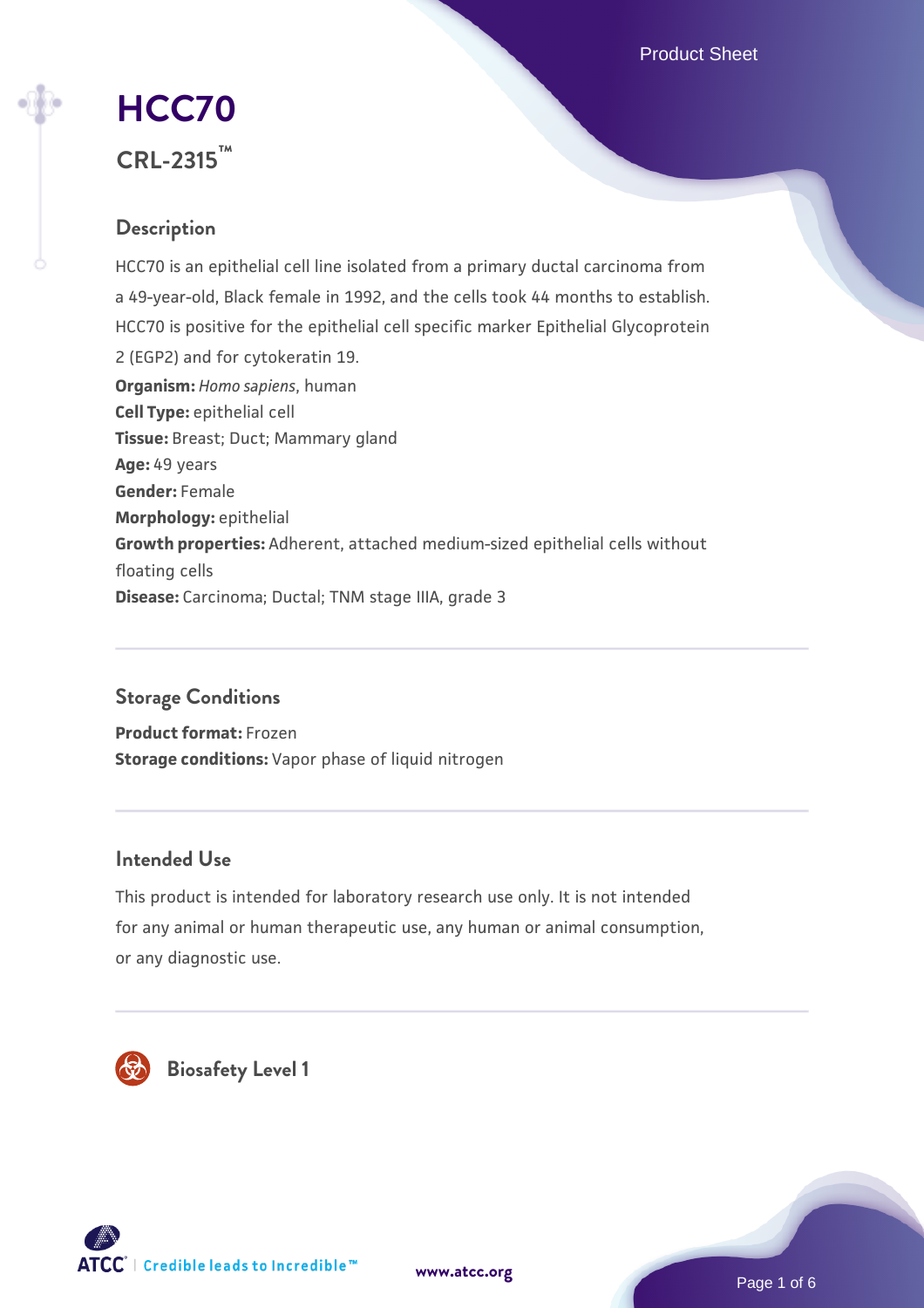# HCC70

## CRL-2315™

### Description

HCC70 is an epithelial cell line isolated from a primary ductal carcinoma from a 49-year-old, Black female in 1992, and the cells took 44 months to establish. HCC70 is positive for the epithelial cell specific marker Epithelial Glycoprotein 2 (EGP2) and for cytokeratin 19.

**Organism:** *Homo sapiens*, human
**Cell Type:** epithelial cell
**Tissue:** Breast; Duct; Mammary gland
**Age:** 49 years
**Gender:** Female
**Morphology:** epithelial
**Growth properties:** Adherent, attached medium-sized epithelial cells without floating cells
**Disease:** Carcinoma; Ductal; TNM stage IIIA, grade 3

### Storage Conditions

**Product format:** Frozen
**Storage conditions:** Vapor phase of liquid nitrogen

### Intended Use

This product is intended for laboratory research use only. It is not intended for any animal or human therapeutic use, any human or animal consumption, or any diagnostic use.

### Biosafety Level 1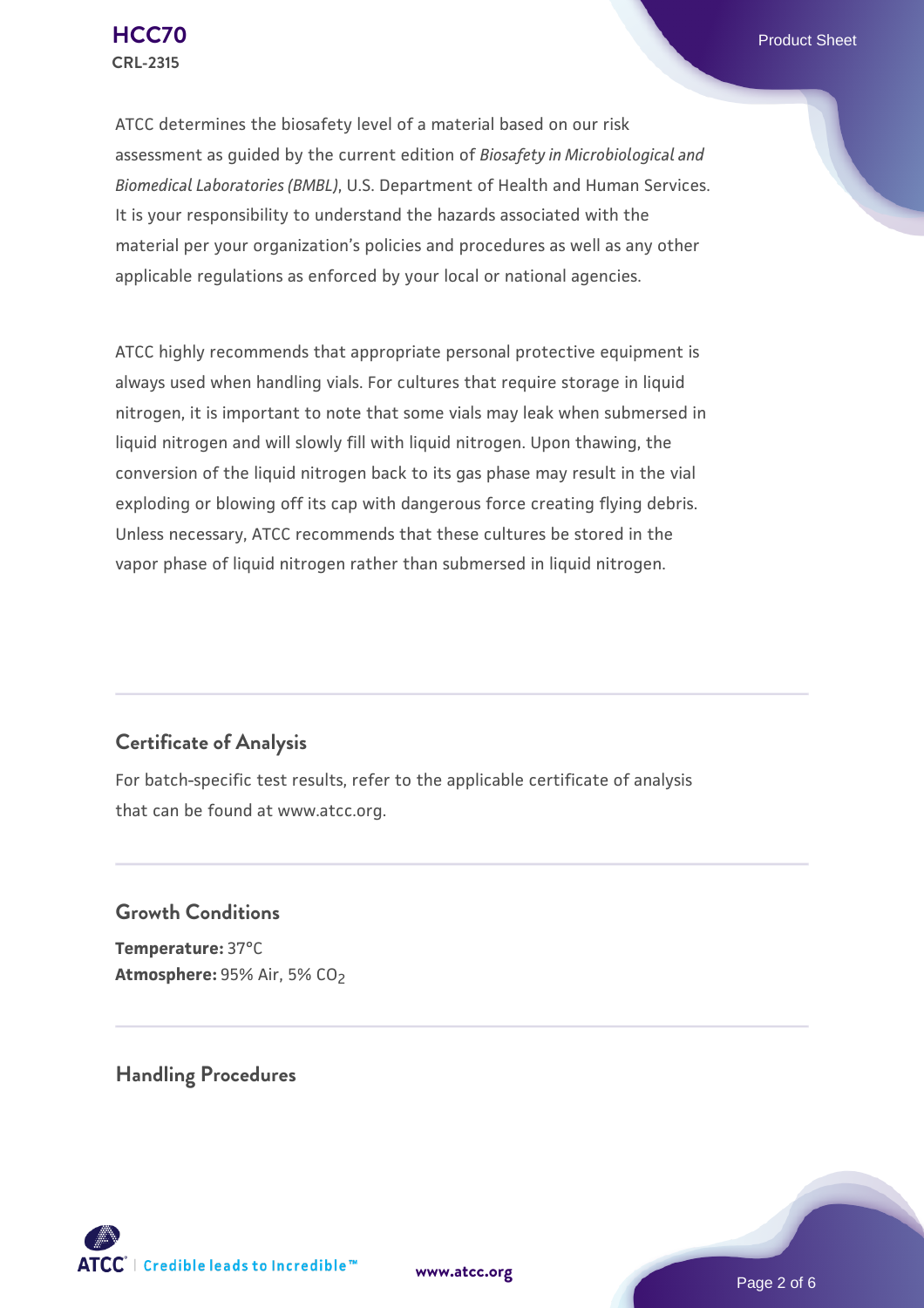ATCC determines the biosafety level of a material based on our risk assessment as guided by the current edition of *Biosafety in Microbiological and Biomedical Laboratories (BMBL)*, U.S. Department of Health and Human Services. It is your responsibility to understand the hazards associated with the material per your organization's policies and procedures as well as any other applicable regulations as enforced by your local or national agencies.

ATCC highly recommends that appropriate personal protective equipment is always used when handling vials. For cultures that require storage in liquid nitrogen, it is important to note that some vials may leak when submersed in liquid nitrogen and will slowly fill with liquid nitrogen. Upon thawing, the conversion of the liquid nitrogen back to its gas phase may result in the vial exploding or blowing off its cap with dangerous force creating flying debris. Unless necessary, ATCC recommends that these cultures be stored in the vapor phase of liquid nitrogen rather than submersed in liquid nitrogen.

## Certificate of Analysis

For batch-specific test results, refer to the applicable certificate of analysis that can be found at www.atcc.org.

## Growth Conditions

**Temperature:** 37°C
**Atmosphere:** 95% Air, 5% $CO_2$

## Handling Procedures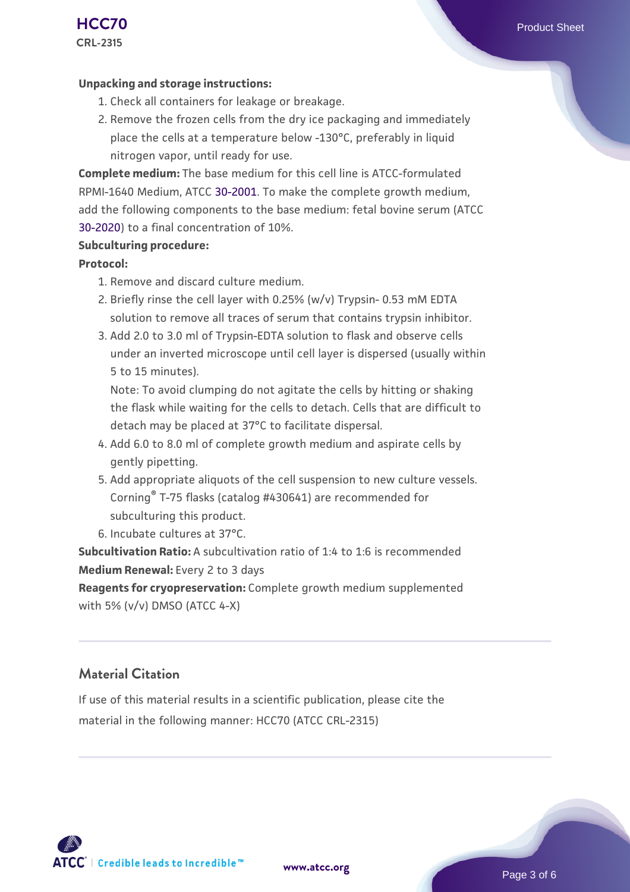**Unpacking and storage instructions:**

1. Check all containers for leakage or breakage.
2. Remove the frozen cells from the dry ice packaging and immediately place the cells at a temperature below -130°C, preferably in liquid nitrogen vapor, until ready for use.

**Complete medium:** The base medium for this cell line is ATCC-formulated RPMI-1640 Medium, ATCC 30-2001. To make the complete growth medium, add the following components to the base medium: fetal bovine serum (ATCC 30-2020) to a final concentration of 10%.

**Subculturing procedure:**

**Protocol:**

1. Remove and discard culture medium.
2. Briefly rinse the cell layer with 0.25% (w/v) Trypsin- 0.53 mM EDTA solution to remove all traces of serum that contains trypsin inhibitor.
3. Add 2.0 to 3.0 ml of Trypsin-EDTA solution to flask and observe cells under an inverted microscope until cell layer is dispersed (usually within 5 to 15 minutes).
   Note: To avoid clumping do not agitate the cells by hitting or shaking the flask while waiting for the cells to detach. Cells that are difficult to detach may be placed at 37°C to facilitate dispersal.
4. Add 6.0 to 8.0 ml of complete growth medium and aspirate cells by gently pipetting.
5. Add appropriate aliquots of the cell suspension to new culture vessels. Corning® T-75 flasks (catalog #430641) are recommended for subculturing this product.
6. Incubate cultures at 37°C.

**Subcultivation Ratio:** A subcultivation ratio of 1:4 to 1:6 is recommended

**Medium Renewal:** Every 2 to 3 days

**Reagents for cryopreservation:** Complete growth medium supplemented with 5% (v/v) DMSO (ATCC 4-X)

## Material Citation

If use of this material results in a scientific publication, please cite the material in the following manner: HCC70 (ATCC CRL-2315)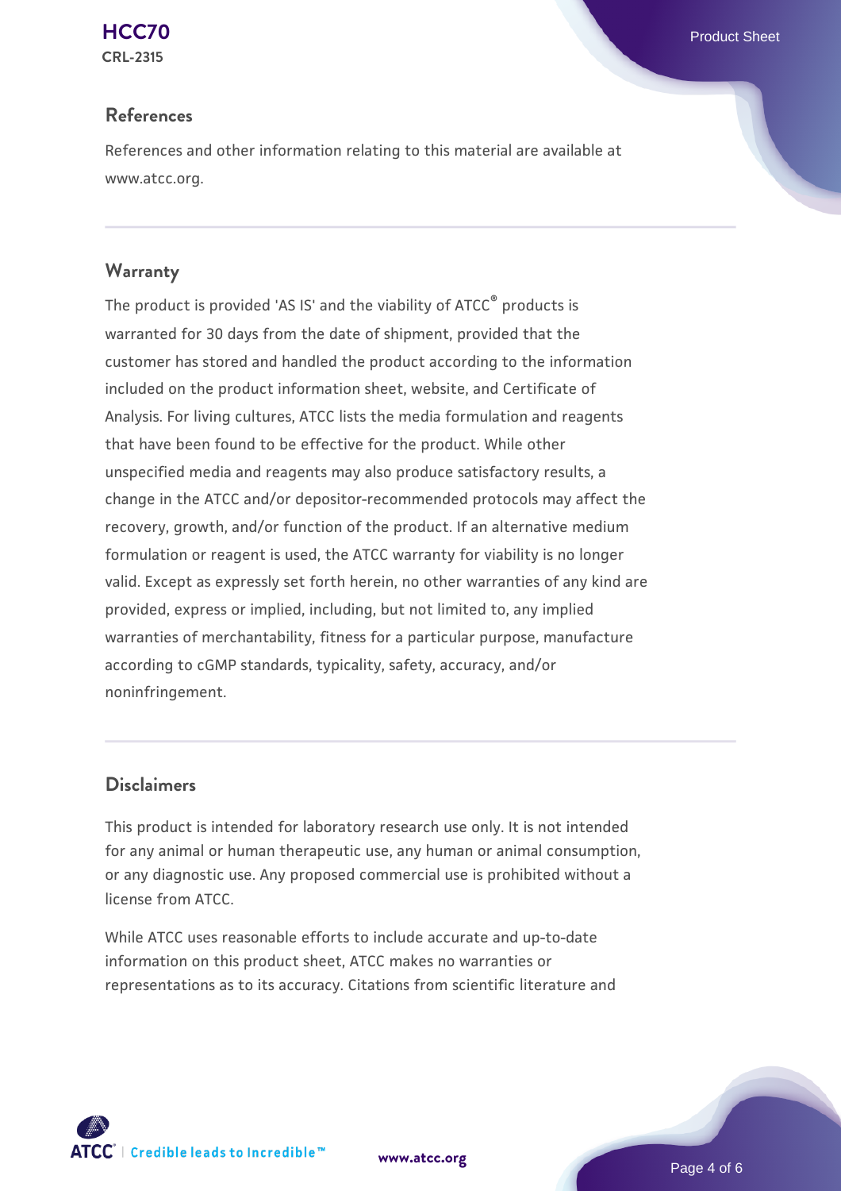## References

References and other information relating to this material are available at www.atcc.org.

## Warranty

The product is provided 'AS IS' and the viability of ATCC® products is warranted for 30 days from the date of shipment, provided that the customer has stored and handled the product according to the information included on the product information sheet, website, and Certificate of Analysis. For living cultures, ATCC lists the media formulation and reagents that have been found to be effective for the product. While other unspecified media and reagents may also produce satisfactory results, a change in the ATCC and/or depositor-recommended protocols may affect the recovery, growth, and/or function of the product. If an alternative medium formulation or reagent is used, the ATCC warranty for viability is no longer valid. Except as expressly set forth herein, no other warranties of any kind are provided, express or implied, including, but not limited to, any implied warranties of merchantability, fitness for a particular purpose, manufacture according to cGMP standards, typicality, safety, accuracy, and/or noninfringement.

## Disclaimers

This product is intended for laboratory research use only. It is not intended for any animal or human therapeutic use, any human or animal consumption, or any diagnostic use. Any proposed commercial use is prohibited without a license from ATCC.

While ATCC uses reasonable efforts to include accurate and up-to-date information on this product sheet, ATCC makes no warranties or representations as to its accuracy. Citations from scientific literature and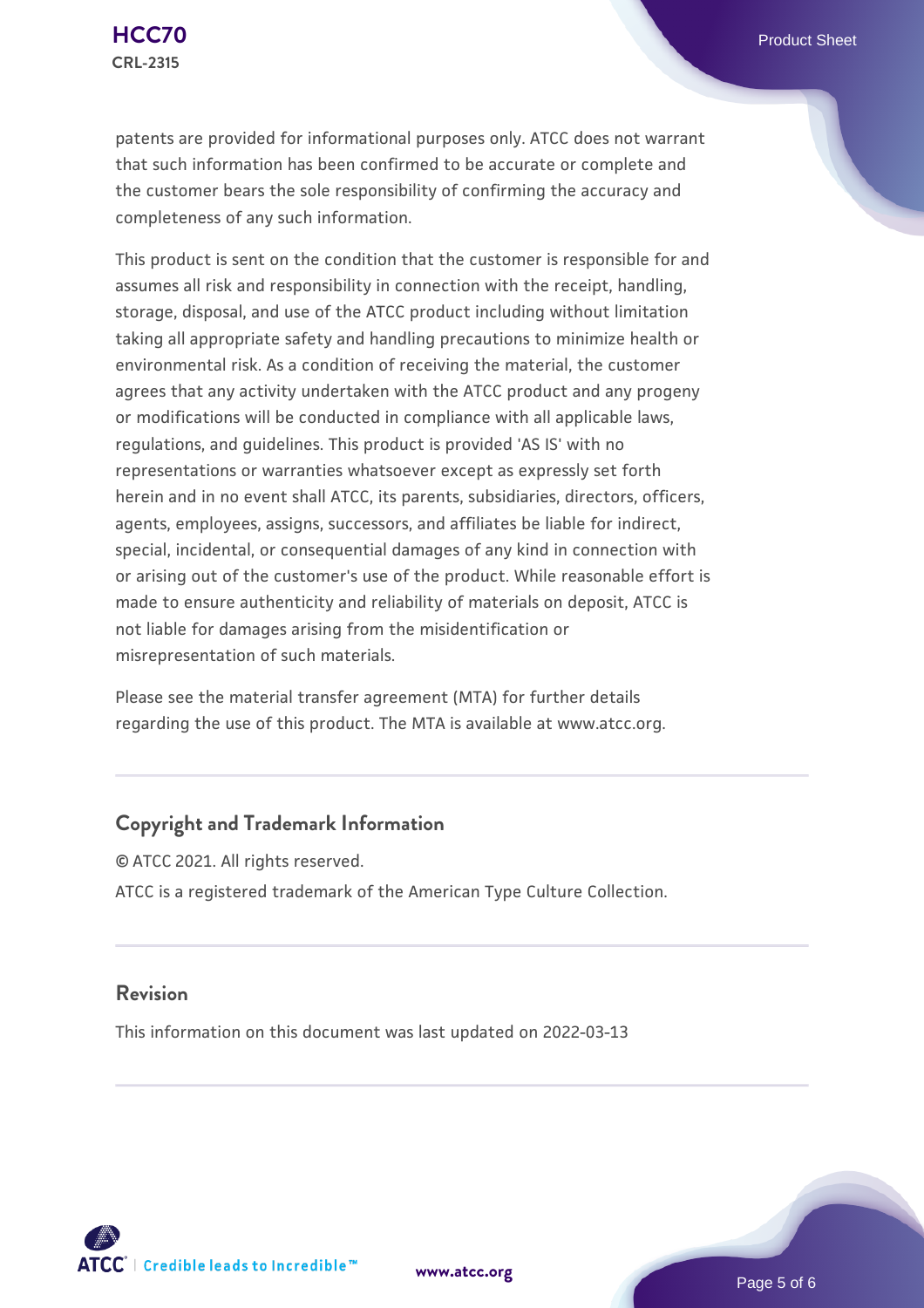patents are provided for informational purposes only. ATCC does not warrant that such information has been confirmed to be accurate or complete and the customer bears the sole responsibility of confirming the accuracy and completeness of any such information.

This product is sent on the condition that the customer is responsible for and assumes all risk and responsibility in connection with the receipt, handling, storage, disposal, and use of the ATCC product including without limitation taking all appropriate safety and handling precautions to minimize health or environmental risk. As a condition of receiving the material, the customer agrees that any activity undertaken with the ATCC product and any progeny or modifications will be conducted in compliance with all applicable laws, regulations, and guidelines. This product is provided 'AS IS' with no representations or warranties whatsoever except as expressly set forth herein and in no event shall ATCC, its parents, subsidiaries, directors, officers, agents, employees, assigns, successors, and affiliates be liable for indirect, special, incidental, or consequential damages of any kind in connection with or arising out of the customer's use of the product. While reasonable effort is made to ensure authenticity and reliability of materials on deposit, ATCC is not liable for damages arising from the misidentification or misrepresentation of such materials.

Please see the material transfer agreement (MTA) for further details regarding the use of this product. The MTA is available at www.atcc.org.

## Copyright and Trademark Information

© ATCC 2021. All rights reserved.

ATCC is a registered trademark of the American Type Culture Collection.

## Revision

This information on this document was last updated on 2022-03-13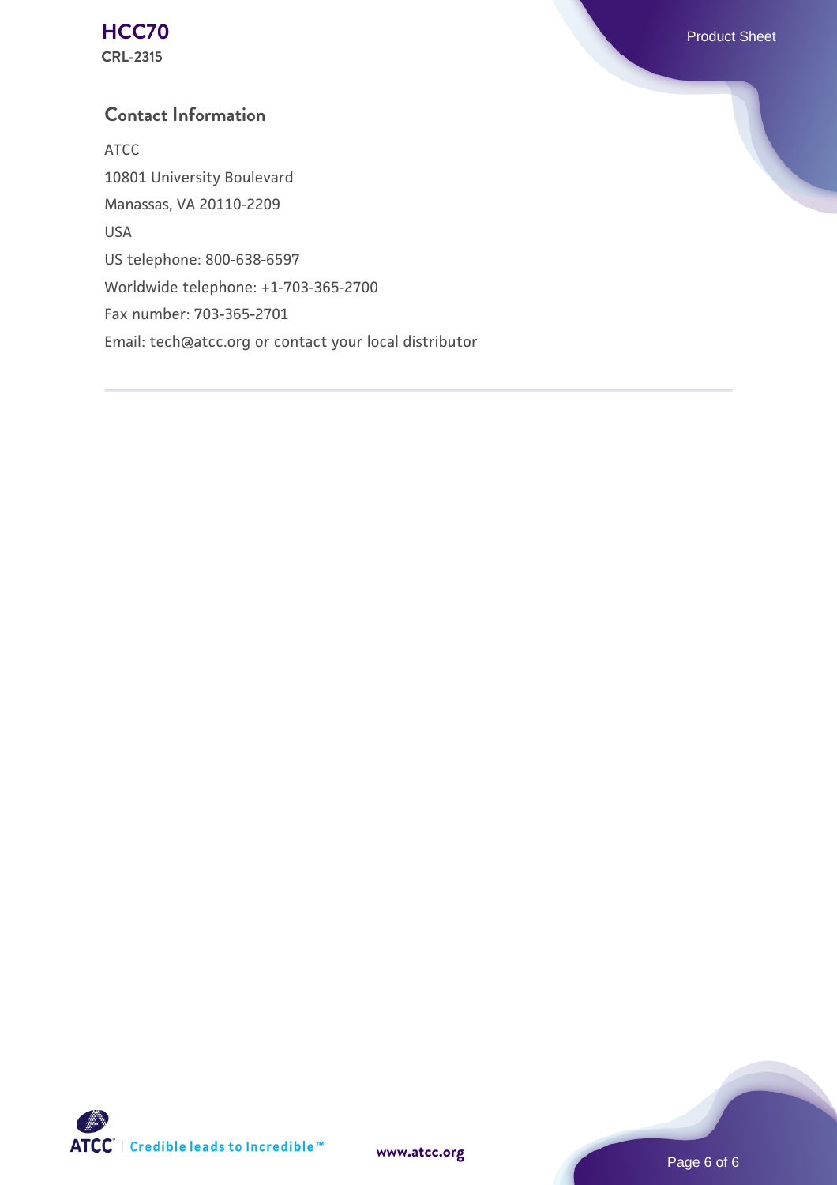## Contact Information

ATCC
10801 University Boulevard
Manassas, VA 20110-2209
USA
US telephone: 800-638-6597
Worldwide telephone: +1-703-365-2700
Fax number: 703-365-2701
Email: tech@atcc.org or contact your local distributor